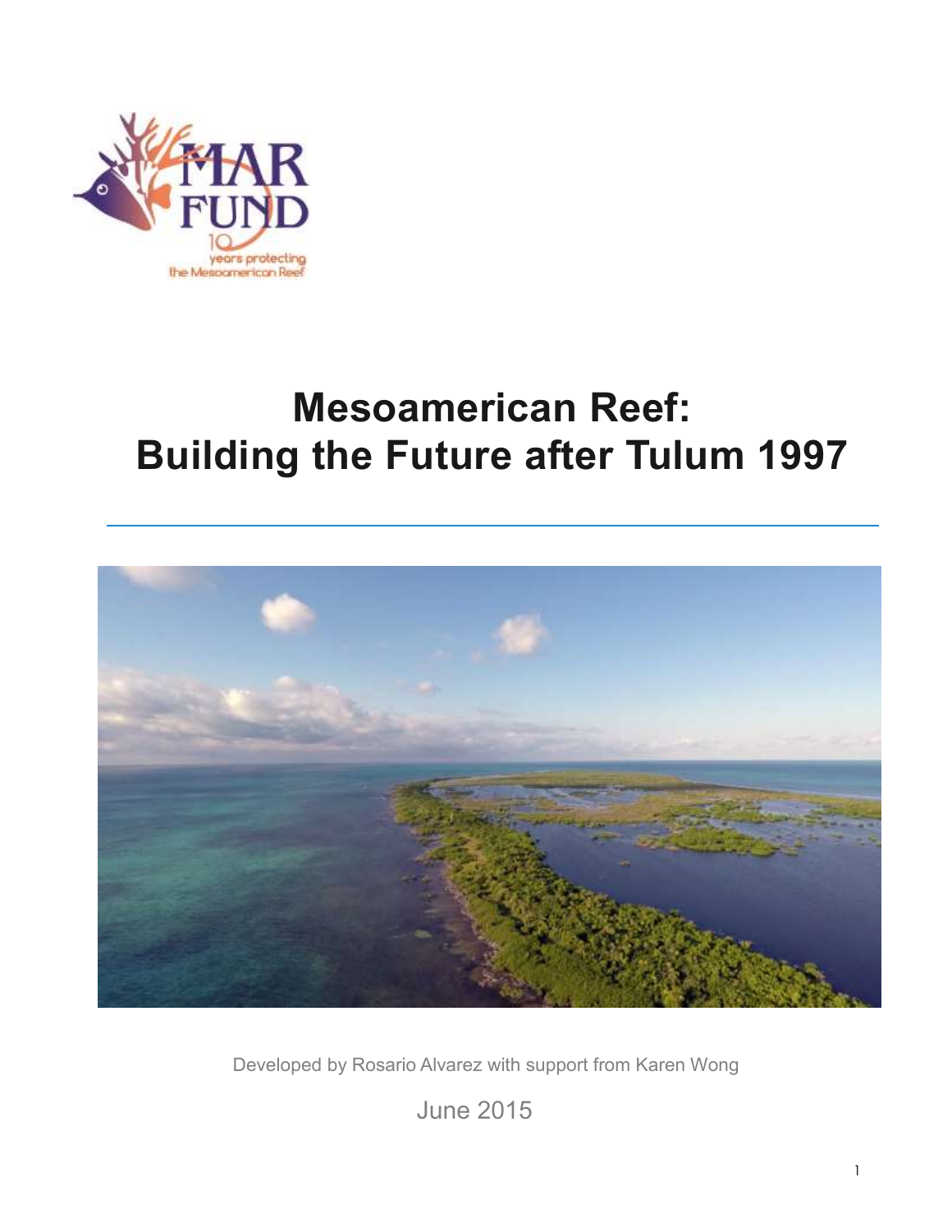MAR FUND

10 years protecting the Mesoamerican Reef

# Mesoamerican Reef: Building the Future after Tulum 1997

Developed by Rosario Alvarez with support from Karen Wong

June 2015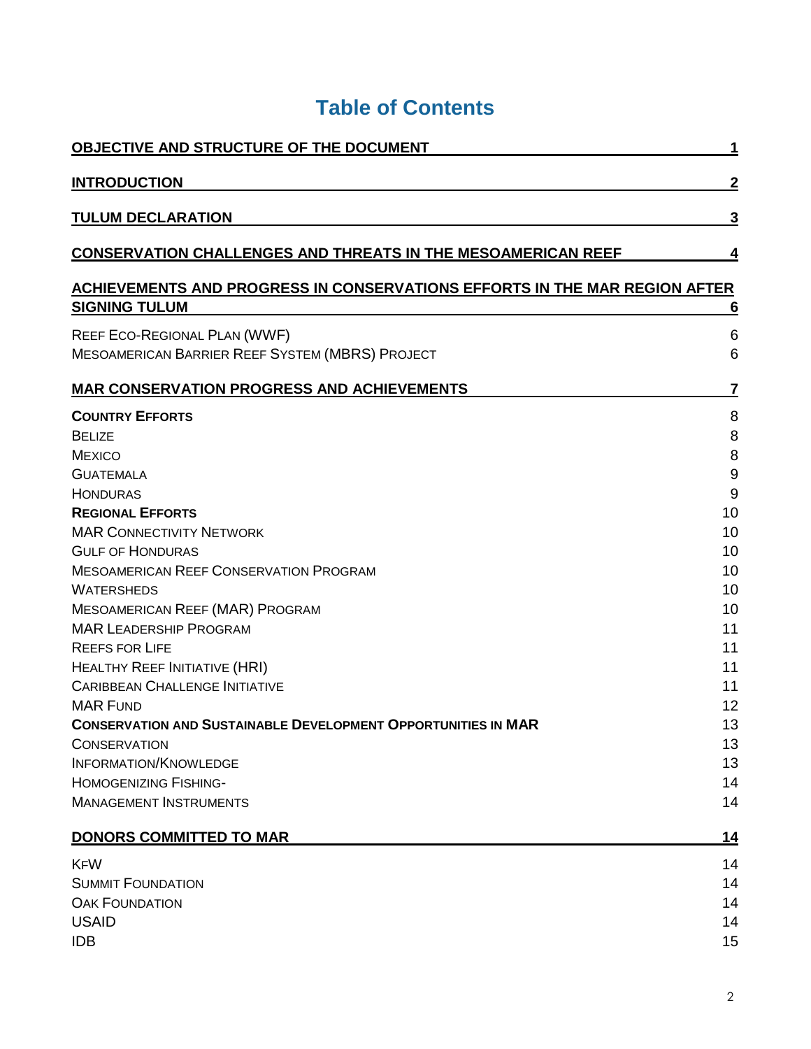# Table of Contents

| | |
|---|---|
| **OBJECTIVE AND STRUCTURE OF THE DOCUMENT** | **1** |
| **INTRODUCTION** | **2** |
| **TULUM DECLARATION** | **3** |
| **CONSERVATION CHALLENGES AND THREATS IN THE MESOAMERICAN REEF** | **4** |
| **ACHIEVEMENTS AND PROGRESS IN CONSERVATIONS EFFORTS IN THE MAR REGION AFTER SIGNING TULUM** | **6** |
| REEF ECO-REGIONAL PLAN (WWF) | 6 |
| MESOAMERICAN BARRIER REEF SYSTEM (MBRS) PROJECT | 6 |
| **MAR CONSERVATION PROGRESS AND ACHIEVEMENTS** | **7** |
| **COUNTRY EFFORTS** | 8 |
| BELIZE | 8 |
| MEXICO | 8 |
| GUATEMALA | 9 |
| HONDURAS | 9 |
| **REGIONAL EFFORTS** | 10 |
| MAR CONNECTIVITY NETWORK | 10 |
| GULF OF HONDURAS | 10 |
| MESOAMERICAN REEF CONSERVATION PROGRAM | 10 |
| WATERSHEDS | 10 |
| MESOAMERICAN REEF (MAR) PROGRAM | 10 |
| MAR LEADERSHIP PROGRAM | 11 |
| REEFS FOR LIFE | 11 |
| HEALTHY REEF INITIATIVE (HRI) | 11 |
| CARIBBEAN CHALLENGE INITIATIVE | 11 |
| MAR FUND | 12 |
| **CONSERVATION AND SUSTAINABLE DEVELOPMENT OPPORTUNITIES IN MAR** | 13 |
| CONSERVATION | 13 |
| INFORMATION/KNOWLEDGE | 13 |
| HOMOGENIZING FISHING- | 14 |
| MANAGEMENT INSTRUMENTS | 14 |
| **DONORS COMMITTED TO MAR** | **14** |
| KFW | 14 |
| SUMMIT FOUNDATION | 14 |
| OAK FOUNDATION | 14 |
| USAID | 14 |
| IDB | 15 |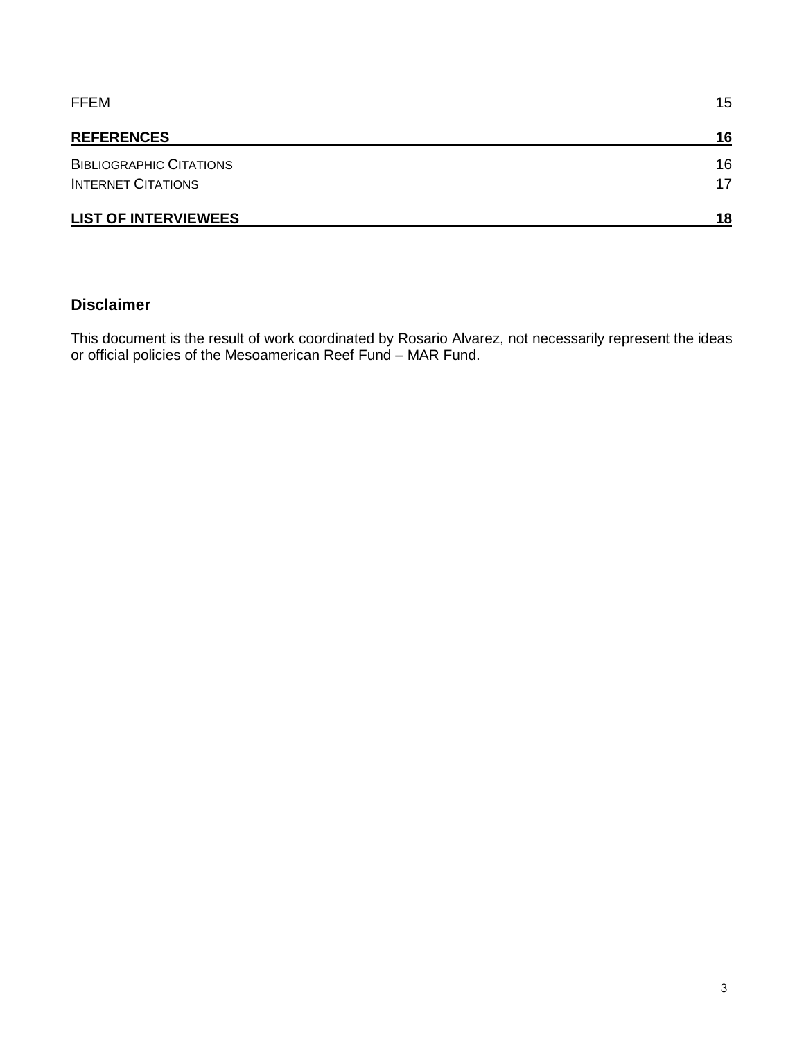| | |
|---|---|
| FFEM | 15 |
| **REFERENCES** | **16** |
| BIBLIOGRAPHIC CITATIONS | 16 |
| INTERNET CITATIONS | 17 |
| **LIST OF INTERVIEWEES** | **18** |

### Disclaimer

This document is the result of work coordinated by Rosario Alvarez, not necessarily represent the ideas or official policies of the Mesoamerican Reef Fund – MAR Fund.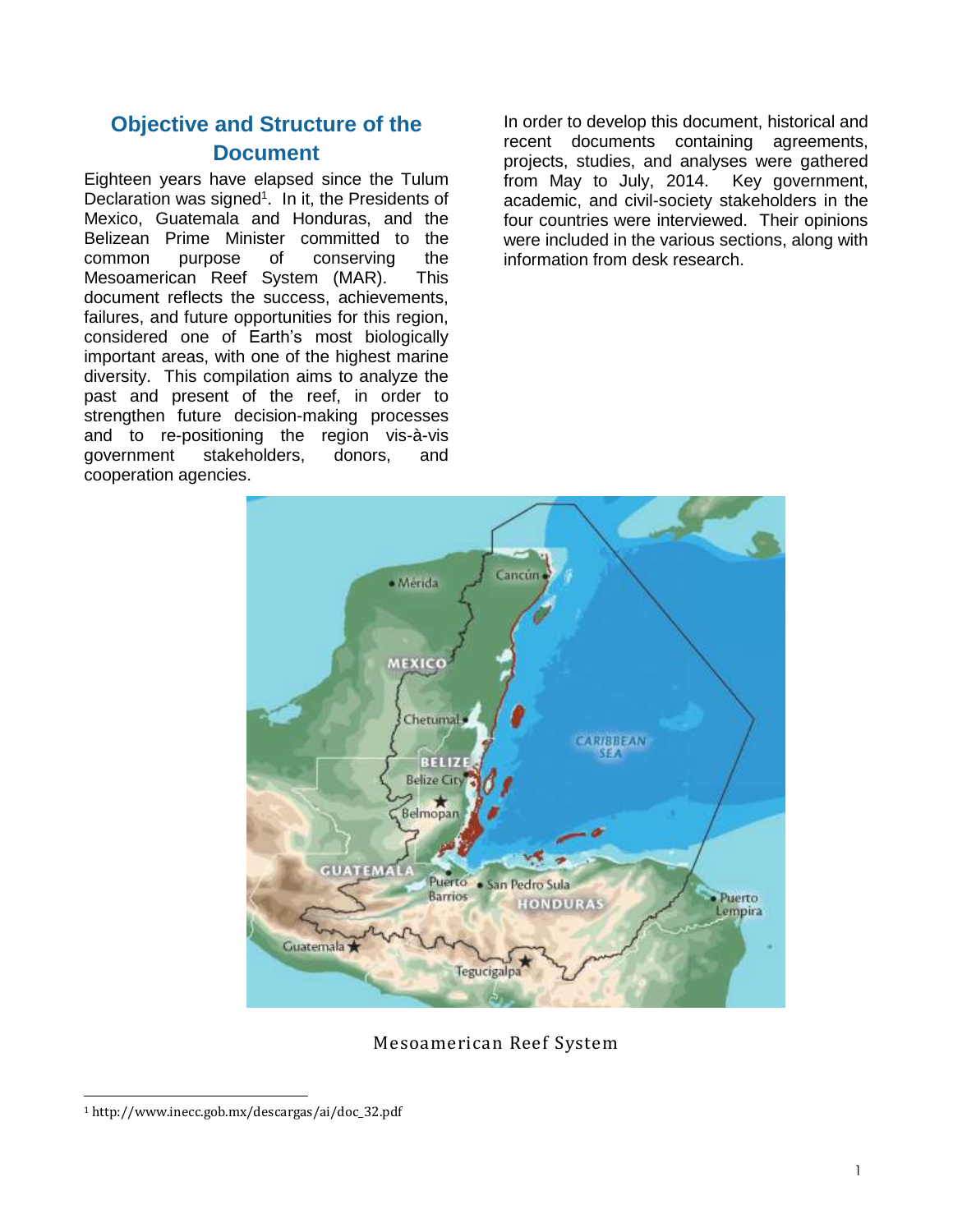## Objective and Structure of the Document

Eighteen years have elapsed since the Tulum Declaration was signed[1]. In it, the Presidents of Mexico, Guatemala and Honduras, and the Belizean Prime Minister committed to the common purpose of conserving the Mesoamerican Reef System (MAR). This document reflects the success, achievements, failures, and future opportunities for this region, considered one of Earth's most biologically important areas, with one of the highest marine diversity. This compilation aims to analyze the past and present of the reef, in order to strengthen future decision-making processes and to re-positioning the region vis-à-vis government stakeholders, donors, and cooperation agencies.

In order to develop this document, historical and recent documents containing agreements, projects, studies, and analyses were gathered from May to July, 2014. Key government, academic, and civil-society stakeholders in the four countries were interviewed. Their opinions were included in the various sections, along with information from desk research.

Mesoamerican Reef System

[1] http://www.inecc.gob.mx/descargas/ai/doc_32.pdf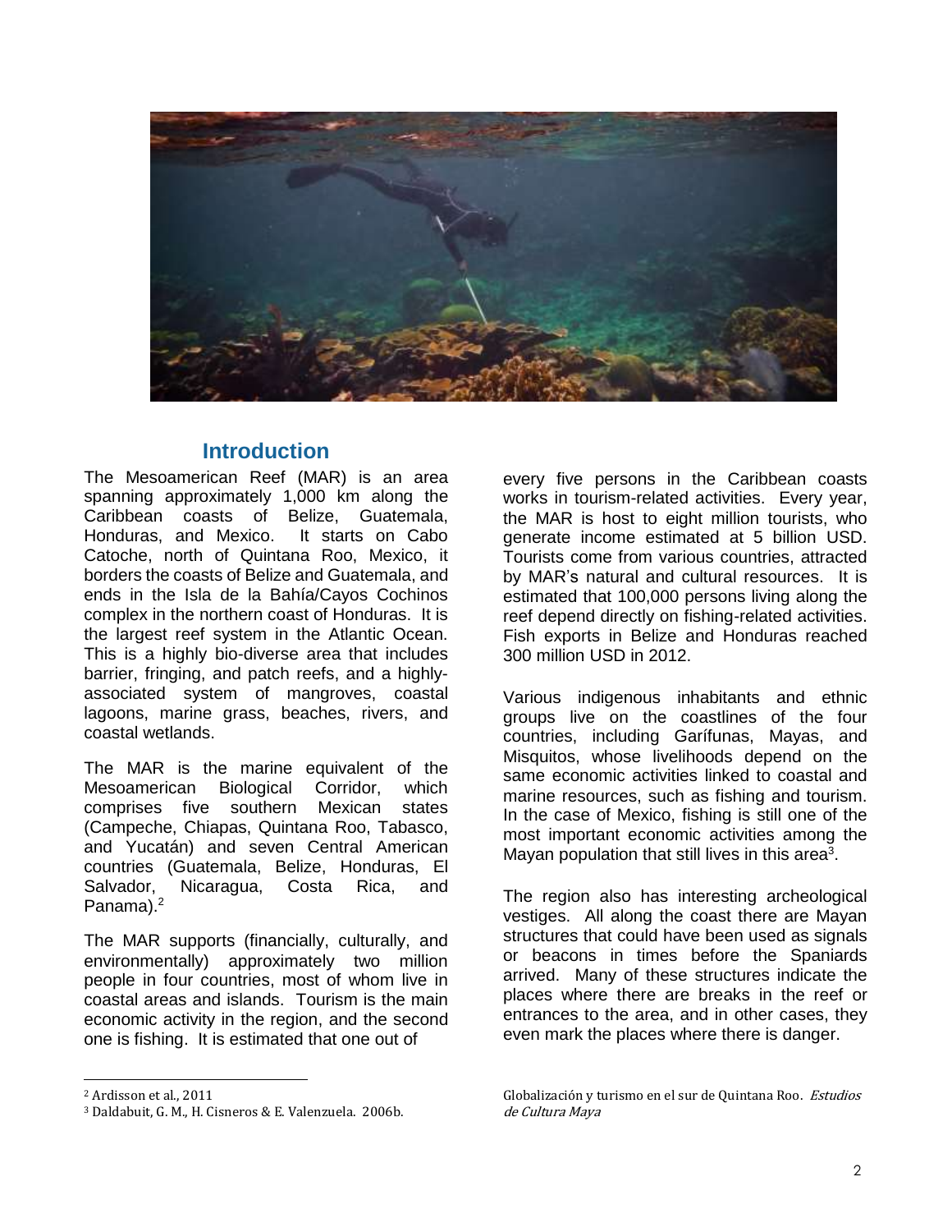## Introduction

The Mesoamerican Reef (MAR) is an area spanning approximately 1,000 km along the Caribbean coasts of Belize, Guatemala, Honduras, and Mexico. It starts on Cabo Catoche, north of Quintana Roo, Mexico, it borders the coasts of Belize and Guatemala, and ends in the Isla de la Bahía/Cayos Cochinos complex in the northern coast of Honduras. It is the largest reef system in the Atlantic Ocean. This is a highly bio-diverse area that includes barrier, fringing, and patch reefs, and a highly-associated system of mangroves, coastal lagoons, marine grass, beaches, rivers, and coastal wetlands.

The MAR is the marine equivalent of the Mesoamerican Biological Corridor, which comprises five southern Mexican states (Campeche, Chiapas, Quintana Roo, Tabasco, and Yucatán) and seven Central American countries (Guatemala, Belize, Honduras, El Salvador, Nicaragua, Costa Rica, and Panama).[2]

The MAR supports (financially, culturally, and environmentally) approximately two million people in four countries, most of whom live in coastal areas and islands. Tourism is the main economic activity in the region, and the second one is fishing. It is estimated that one out of every five persons in the Caribbean coasts works in tourism-related activities. Every year, the MAR is host to eight million tourists, who generate income estimated at 5 billion USD. Tourists come from various countries, attracted by MAR's natural and cultural resources. It is estimated that 100,000 persons living along the reef depend directly on fishing-related activities. Fish exports in Belize and Honduras reached 300 million USD in 2012.

Various indigenous inhabitants and ethnic groups live on the coastlines of the four countries, including Garífunas, Mayas, and Misquitos, whose livelihoods depend on the same economic activities linked to coastal and marine resources, such as fishing and tourism. In the case of Mexico, fishing is still one of the most important economic activities among the Mayan population that still lives in this area[3].

The region also has interesting archeological vestiges. All along the coast there are Mayan structures that could have been used as signals or beacons in times before the Spaniards arrived. Many of these structures indicate the places where there are breaks in the reef or entrances to the area, and in other cases, they even mark the places where there is danger.

---

[2] Ardisson et al., 2011

[3] Daldabuit, G. M., H. Cisneros & E. Valenzuela. 2006b. Globalización y turismo en el sur de Quintana Roo. *Estudios de Cultura Maya*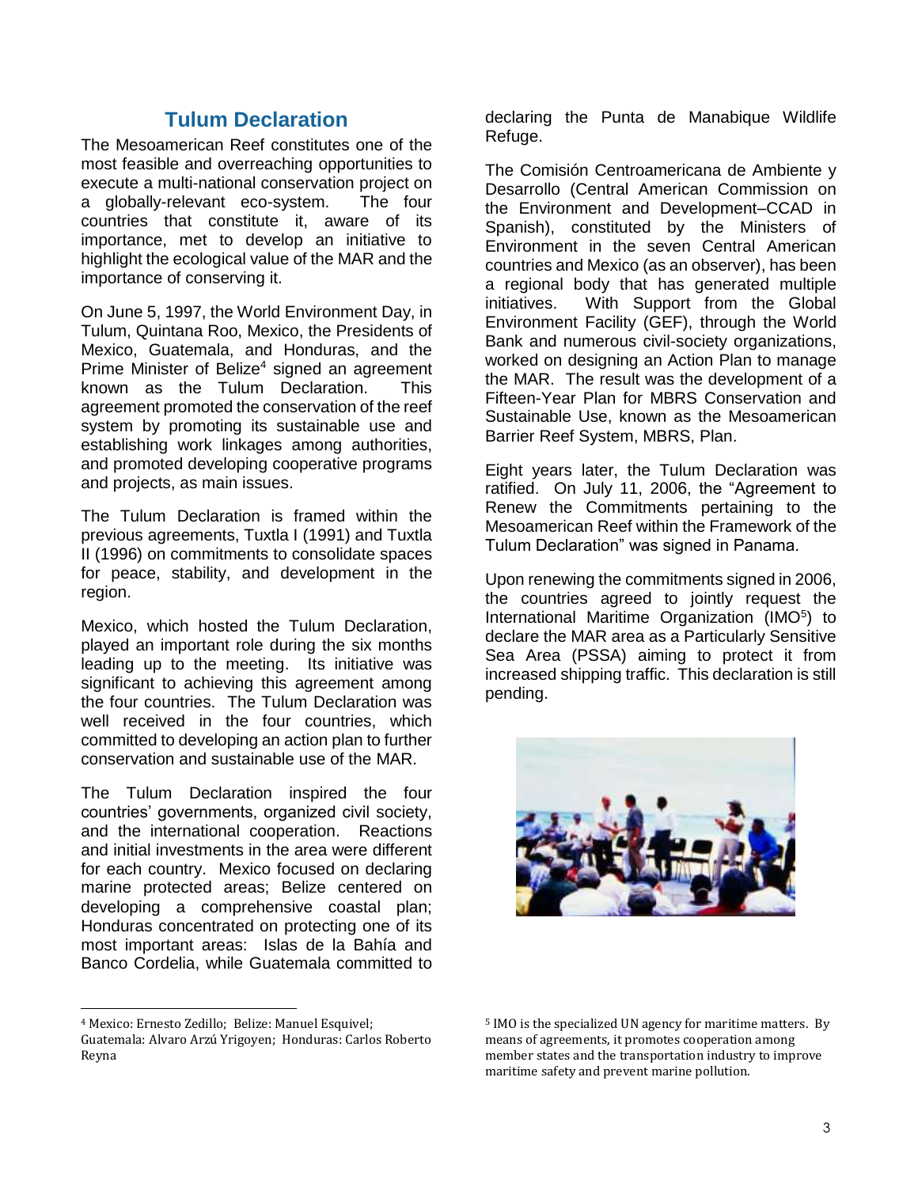## Tulum Declaration

The Mesoamerican Reef constitutes one of the most feasible and overreaching opportunities to execute a multi-national conservation project on a globally-relevant eco-system. The four countries that constitute it, aware of its importance, met to develop an initiative to highlight the ecological value of the MAR and the importance of conserving it.

On June 5, 1997, the World Environment Day, in Tulum, Quintana Roo, Mexico, the Presidents of Mexico, Guatemala, and Honduras, and the Prime Minister of Belize[4] signed an agreement known as the Tulum Declaration. This agreement promoted the conservation of the reef system by promoting its sustainable use and establishing work linkages among authorities, and promoted developing cooperative programs and projects, as main issues.

The Tulum Declaration is framed within the previous agreements, Tuxtla I (1991) and Tuxtla II (1996) on commitments to consolidate spaces for peace, stability, and development in the region.

Mexico, which hosted the Tulum Declaration, played an important role during the six months leading up to the meeting. Its initiative was significant to achieving this agreement among the four countries. The Tulum Declaration was well received in the four countries, which committed to developing an action plan to further conservation and sustainable use of the MAR.

The Tulum Declaration inspired the four countries' governments, organized civil society, and the international cooperation. Reactions and initial investments in the area were different for each country. Mexico focused on declaring marine protected areas; Belize centered on developing a comprehensive coastal plan; Honduras concentrated on protecting one of its most important areas: Islas de la Bahía and Banco Cordelia, while Guatemala committed to declaring the Punta de Manabique Wildlife Refuge.

The Comisión Centroamericana de Ambiente y Desarrollo (Central American Commission on the Environment and Development–CCAD in Spanish), constituted by the Ministers of Environment in the seven Central American countries and Mexico (as an observer), has been a regional body that has generated multiple initiatives. With Support from the Global Environment Facility (GEF), through the World Bank and numerous civil-society organizations, worked on designing an Action Plan to manage the MAR. The result was the development of a Fifteen-Year Plan for MBRS Conservation and Sustainable Use, known as the Mesoamerican Barrier Reef System, MBRS, Plan.

Eight years later, the Tulum Declaration was ratified. On July 11, 2006, the "Agreement to Renew the Commitments pertaining to the Mesoamerican Reef within the Framework of the Tulum Declaration" was signed in Panama.

Upon renewing the commitments signed in 2006, the countries agreed to jointly request the International Maritime Organization (IMO[5]) to declare the MAR area as a Particularly Sensitive Sea Area (PSSA) aiming to protect it from increased shipping traffic. This declaration is still pending.

---

[4] Mexico: Ernesto Zedillo; Belize: Manuel Esquivel; Guatemala: Alvaro Arzú Yrigoyen; Honduras: Carlos Roberto Reyna

[5] IMO is the specialized UN agency for maritime matters. By means of agreements, it promotes cooperation among member states and the transportation industry to improve maritime safety and prevent marine pollution.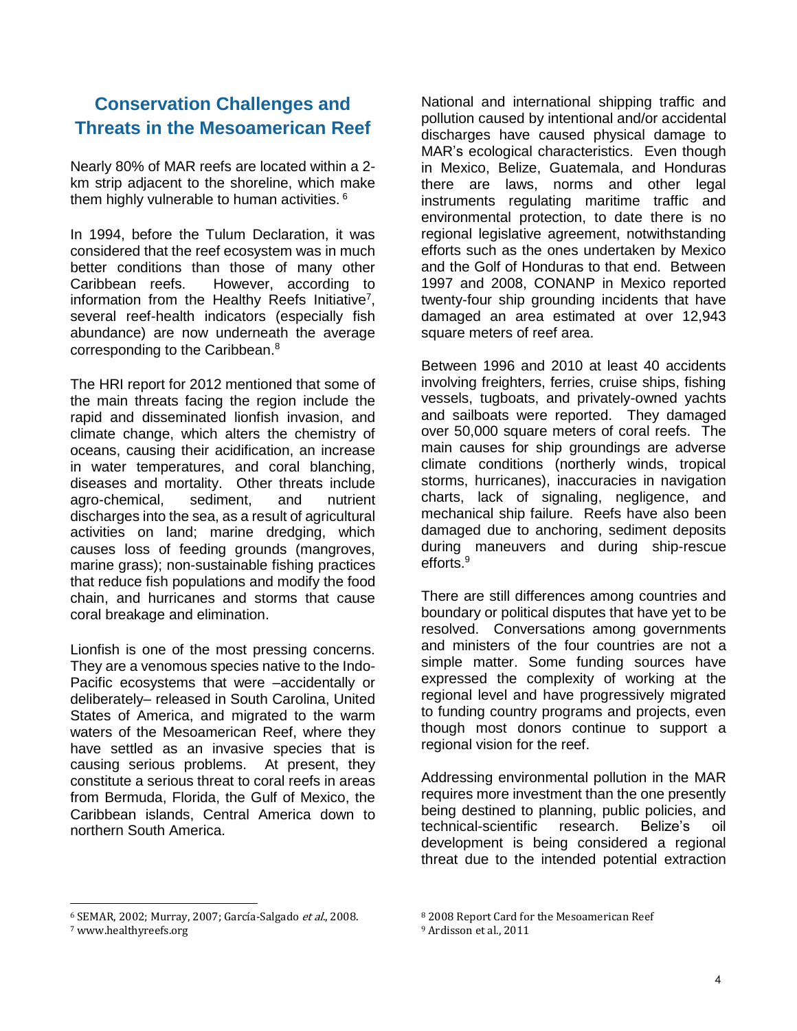## Conservation Challenges and Threats in the Mesoamerican Reef

Nearly 80% of MAR reefs are located within a 2-km strip adjacent to the shoreline, which make them highly vulnerable to human activities. [6]

In 1994, before the Tulum Declaration, it was considered that the reef ecosystem was in much better conditions than those of many other Caribbean reefs. However, according to information from the Healthy Reefs Initiative[7], several reef-health indicators (especially fish abundance) are now underneath the average corresponding to the Caribbean.[8]

The HRI report for 2012 mentioned that some of the main threats facing the region include the rapid and disseminated lionfish invasion, and climate change, which alters the chemistry of oceans, causing their acidification, an increase in water temperatures, and coral blanching, diseases and mortality. Other threats include agro-chemical, sediment, and nutrient discharges into the sea, as a result of agricultural activities on land; marine dredging, which causes loss of feeding grounds (mangroves, marine grass); non-sustainable fishing practices that reduce fish populations and modify the food chain, and hurricanes and storms that cause coral breakage and elimination.

Lionfish is one of the most pressing concerns. They are a venomous species native to the Indo-Pacific ecosystems that were –accidentally or deliberately– released in South Carolina, United States of America, and migrated to the warm waters of the Mesoamerican Reef, where they have settled as an invasive species that is causing serious problems. At present, they constitute a serious threat to coral reefs in areas from Bermuda, Florida, the Gulf of Mexico, the Caribbean islands, Central America down to northern South America.

National and international shipping traffic and pollution caused by intentional and/or accidental discharges have caused physical damage to MAR's ecological characteristics. Even though in Mexico, Belize, Guatemala, and Honduras there are laws, norms and other legal instruments regulating maritime traffic and environmental protection, to date there is no regional legislative agreement, notwithstanding efforts such as the ones undertaken by Mexico and the Golf of Honduras to that end. Between 1997 and 2008, CONANP in Mexico reported twenty-four ship grounding incidents that have damaged an area estimated at over 12,943 square meters of reef area.

Between 1996 and 2010 at least 40 accidents involving freighters, ferries, cruise ships, fishing vessels, tugboats, and privately-owned yachts and sailboats were reported. They damaged over 50,000 square meters of coral reefs. The main causes for ship groundings are adverse climate conditions (northerly winds, tropical storms, hurricanes), inaccuracies in navigation charts, lack of signaling, negligence, and mechanical ship failure. Reefs have also been damaged due to anchoring, sediment deposits during maneuvers and during ship-rescue efforts.[9]

There are still differences among countries and boundary or political disputes that have yet to be resolved. Conversations among governments and ministers of the four countries are not a simple matter. Some funding sources have expressed the complexity of working at the regional level and have progressively migrated to funding country programs and projects, even though most donors continue to support a regional vision for the reef.

Addressing environmental pollution in the MAR requires more investment than the one presently being destined to planning, public policies, and technical-scientific research. Belize's oil development is being considered a regional threat due to the intended potential extraction

---

[6] SEMAR, 2002; Murray, 2007; García-Salgado *et al.*, 2008.

[7] www.healthyreefs.org

[8] 2008 Report Card for the Mesoamerican Reef

[9] Ardisson et al., 2011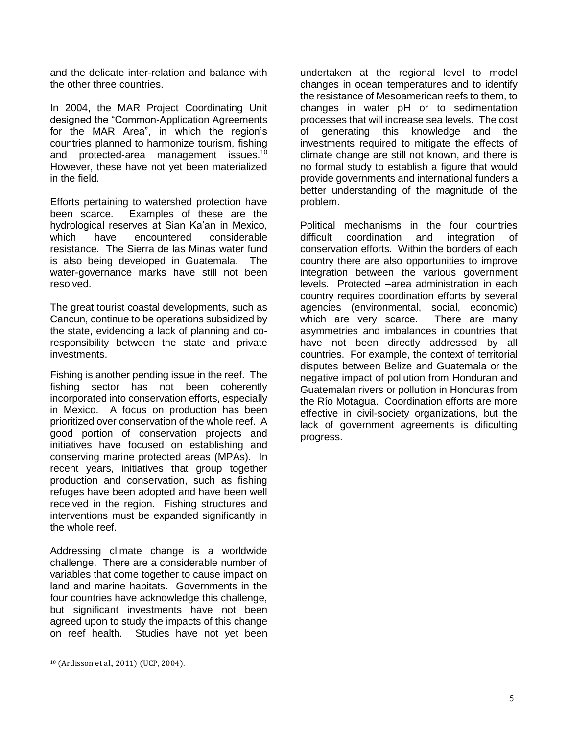and the delicate inter-relation and balance with the other three countries.

In 2004, the MAR Project Coordinating Unit designed the "Common-Application Agreements for the MAR Area", in which the region's countries planned to harmonize tourism, fishing and protected-area management issues.[10] However, these have not yet been materialized in the field.

Efforts pertaining to watershed protection have been scarce. Examples of these are the hydrological reserves at Sian Ka'an in Mexico, which have encountered considerable resistance. The Sierra de las Minas water fund is also being developed in Guatemala. The water-governance marks have still not been resolved.

The great tourist coastal developments, such as Cancun, continue to be operations subsidized by the state, evidencing a lack of planning and co-responsibility between the state and private investments.

Fishing is another pending issue in the reef. The fishing sector has not been coherently incorporated into conservation efforts, especially in Mexico. A focus on production has been prioritized over conservation of the whole reef. A good portion of conservation projects and initiatives have focused on establishing and conserving marine protected areas (MPAs). In recent years, initiatives that group together production and conservation, such as fishing refuges have been adopted and have been well received in the region. Fishing structures and interventions must be expanded significantly in the whole reef.

Addressing climate change is a worldwide challenge. There are a considerable number of variables that come together to cause impact on land and marine habitats. Governments in the four countries have acknowledge this challenge, but significant investments have not been agreed upon to study the impacts of this change on reef health. Studies have not yet been undertaken at the regional level to model changes in ocean temperatures and to identify the resistance of Mesoamerican reefs to them, to changes in water pH or to sedimentation processes that will increase sea levels. The cost of generating this knowledge and the investments required to mitigate the effects of climate change are still not known, and there is no formal study to establish a figure that would provide governments and international funders a better understanding of the magnitude of the problem.

Political mechanisms in the four countries difficult coordination and integration of conservation efforts. Within the borders of each country there are also opportunities to improve integration between the various government levels. Protected –area administration in each country requires coordination efforts by several agencies (environmental, social, economic) which are very scarce. There are many asymmetries and imbalances in countries that have not been directly addressed by all countries. For example, the context of territorial disputes between Belize and Guatemala or the negative impact of pollution from Honduran and Guatemalan rivers or pollution in Honduras from the Río Motagua. Coordination efforts are more effective in civil-society organizations, but the lack of government agreements is dificulting progress.

---

[10] (Ardisson et al., 2011) (UCP, 2004).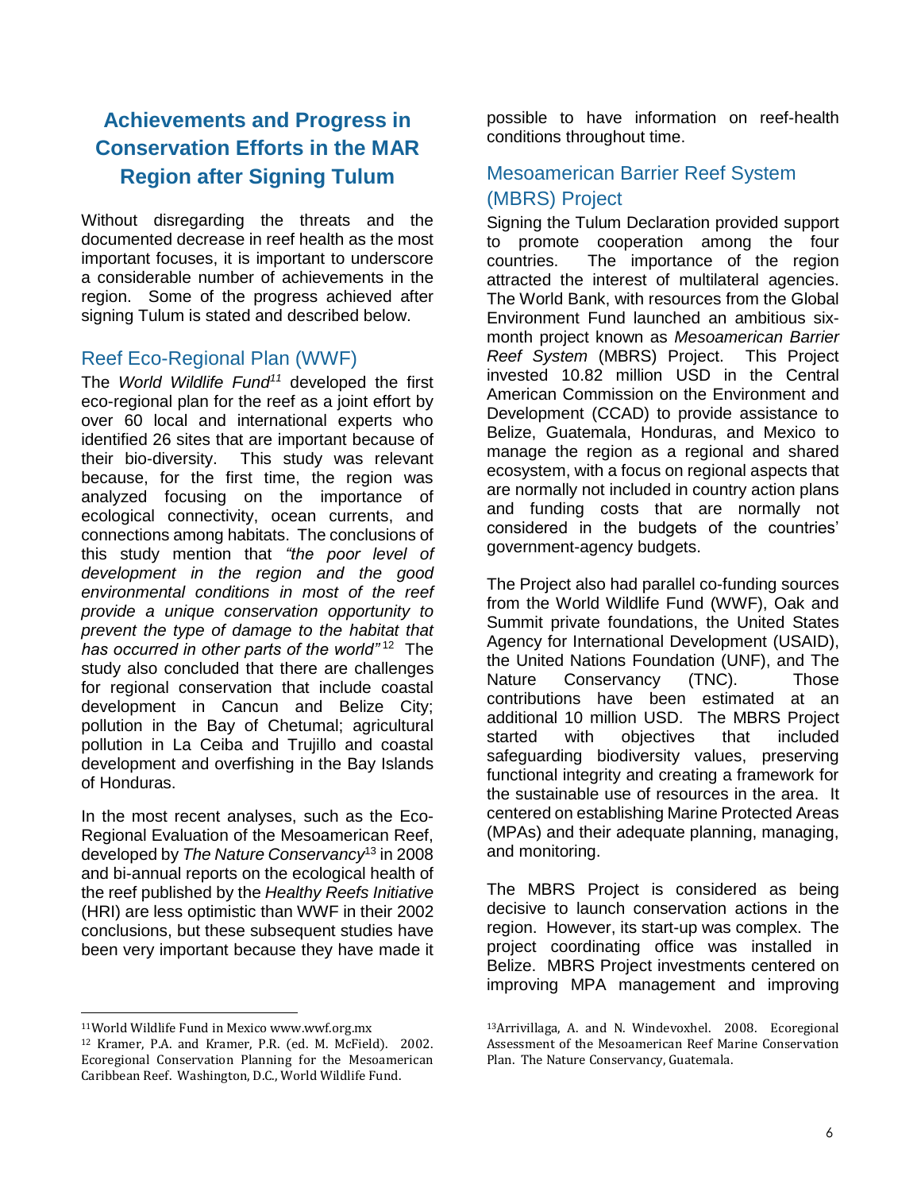## Achievements and Progress in Conservation Efforts in the MAR Region after Signing Tulum

Without disregarding the threats and the documented decrease in reef health as the most important focuses, it is important to underscore a considerable number of achievements in the region. Some of the progress achieved after signing Tulum is stated and described below.

### Reef Eco-Regional Plan (WWF)

The *World Wildlife Fund*[11] developed the first eco-regional plan for the reef as a joint effort by over 60 local and international experts who identified 26 sites that are important because of their bio-diversity. This study was relevant because, for the first time, the region was analyzed focusing on the importance of ecological connectivity, ocean currents, and connections among habitats. The conclusions of this study mention that *"the poor level of development in the region and the good environmental conditions in most of the reef provide a unique conservation opportunity to prevent the type of damage to the habitat that has occurred in other parts of the world"*[12] The study also concluded that there are challenges for regional conservation that include coastal development in Cancun and Belize City; pollution in the Bay of Chetumal; agricultural pollution in La Ceiba and Trujillo and coastal development and overfishing in the Bay Islands of Honduras.

In the most recent analyses, such as the Eco-Regional Evaluation of the Mesoamerican Reef, developed by *The Nature Conservancy*[13] in 2008 and bi-annual reports on the ecological health of the reef published by the *Healthy Reefs Initiative* (HRI) are less optimistic than WWF in their 2002 conclusions, but these subsequent studies have been very important because they have made it possible to have information on reef-health conditions throughout time.

### Mesoamerican Barrier Reef System (MBRS) Project

Signing the Tulum Declaration provided support to promote cooperation among the four countries. The importance of the region attracted the interest of multilateral agencies. The World Bank, with resources from the Global Environment Fund launched an ambitious six-month project known as *Mesoamerican Barrier Reef System* (MBRS) Project. This Project invested 10.82 million USD in the Central American Commission on the Environment and Development (CCAD) to provide assistance to Belize, Guatemala, Honduras, and Mexico to manage the region as a regional and shared ecosystem, with a focus on regional aspects that are normally not included in country action plans and funding costs that are normally not considered in the budgets of the countries' government-agency budgets.

The Project also had parallel co-funding sources from the World Wildlife Fund (WWF), Oak and Summit private foundations, the United States Agency for International Development (USAID), the United Nations Foundation (UNF), and The Nature Conservancy (TNC). Those contributions have been estimated at an additional 10 million USD. The MBRS Project started with objectives that included safeguarding biodiversity values, preserving functional integrity and creating a framework for the sustainable use of resources in the area. It centered on establishing Marine Protected Areas (MPAs) and their adequate planning, managing, and monitoring.

The MBRS Project is considered as being decisive to launch conservation actions in the region. However, its start-up was complex. The project coordinating office was installed in Belize. MBRS Project investments centered on improving MPA management and improving

---

[11] World Wildlife Fund in Mexico www.wwf.org.mx

[12] Kramer, P.A. and Kramer, P.R. (ed. M. McField). 2002. Ecoregional Conservation Planning for the Mesoamerican Caribbean Reef. Washington, D.C., World Wildlife Fund.

[13] Arrivillaga, A. and N. Windevoxhel. 2008. Ecoregional Assessment of the Mesoamerican Reef Marine Conservation Plan. The Nature Conservancy, Guatemala.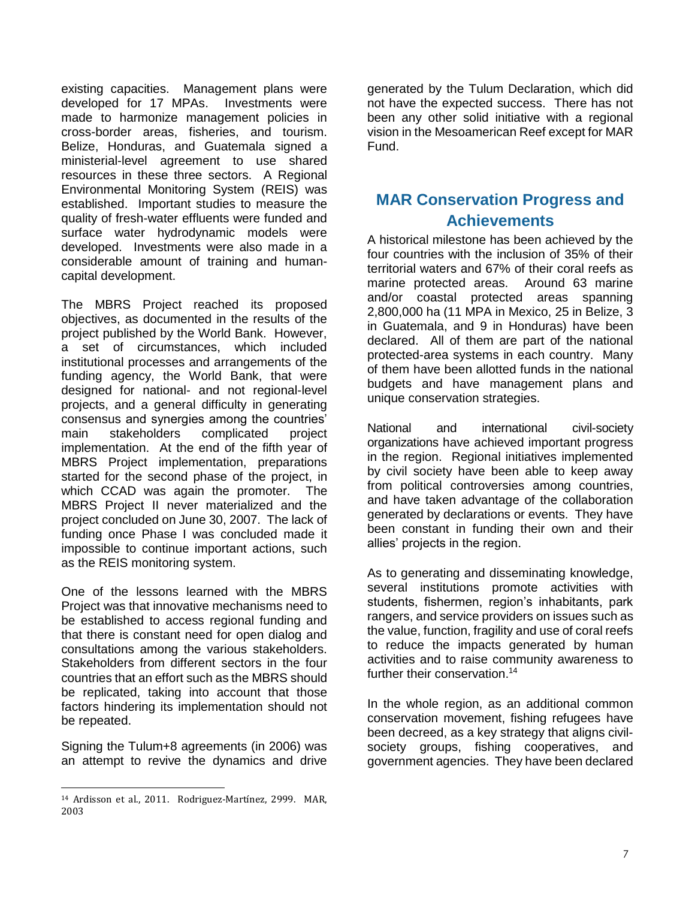existing capacities. Management plans were developed for 17 MPAs. Investments were made to harmonize management policies in cross-border areas, fisheries, and tourism. Belize, Honduras, and Guatemala signed a ministerial-level agreement to use shared resources in these three sectors. A Regional Environmental Monitoring System (REIS) was established. Important studies to measure the quality of fresh-water effluents were funded and surface water hydrodynamic models were developed. Investments were also made in a considerable amount of training and human-capital development.

The MBRS Project reached its proposed objectives, as documented in the results of the project published by the World Bank. However, a set of circumstances, which included institutional processes and arrangements of the funding agency, the World Bank, that were designed for national- and not regional-level projects, and a general difficulty in generating consensus and synergies among the countries' main stakeholders complicated project implementation. At the end of the fifth year of MBRS Project implementation, preparations started for the second phase of the project, in which CCAD was again the promoter. The MBRS Project II never materialized and the project concluded on June 30, 2007. The lack of funding once Phase I was concluded made it impossible to continue important actions, such as the REIS monitoring system.

One of the lessons learned with the MBRS Project was that innovative mechanisms need to be established to access regional funding and that there is constant need for open dialog and consultations among the various stakeholders. Stakeholders from different sectors in the four countries that an effort such as the MBRS should be replicated, taking into account that those factors hindering its implementation should not be repeated.

Signing the Tulum+8 agreements (in 2006) was an attempt to revive the dynamics and drive generated by the Tulum Declaration, which did not have the expected success. There has not been any other solid initiative with a regional vision in the Mesoamerican Reef except for MAR Fund.

## MAR Conservation Progress and Achievements

A historical milestone has been achieved by the four countries with the inclusion of 35% of their territorial waters and 67% of their coral reefs as marine protected areas. Around 63 marine and/or coastal protected areas spanning 2,800,000 ha (11 MPA in Mexico, 25 in Belize, 3 in Guatemala, and 9 in Honduras) have been declared. All of them are part of the national protected-area systems in each country. Many of them have been allotted funds in the national budgets and have management plans and unique conservation strategies.

National and international civil-society organizations have achieved important progress in the region. Regional initiatives implemented by civil society have been able to keep away from political controversies among countries, and have taken advantage of the collaboration generated by declarations or events. They have been constant in funding their own and their allies' projects in the region.

As to generating and disseminating knowledge, several institutions promote activities with students, fishermen, region's inhabitants, park rangers, and service providers on issues such as the value, function, fragility and use of coral reefs to reduce the impacts generated by human activities and to raise community awareness to further their conservation.[14]

In the whole region, as an additional common conservation movement, fishing refugees have been decreed, as a key strategy that aligns civil-society groups, fishing cooperatives, and government agencies. They have been declared

[14] Ardisson et al., 2011. Rodriguez-Martínez, 2999. MAR, 2003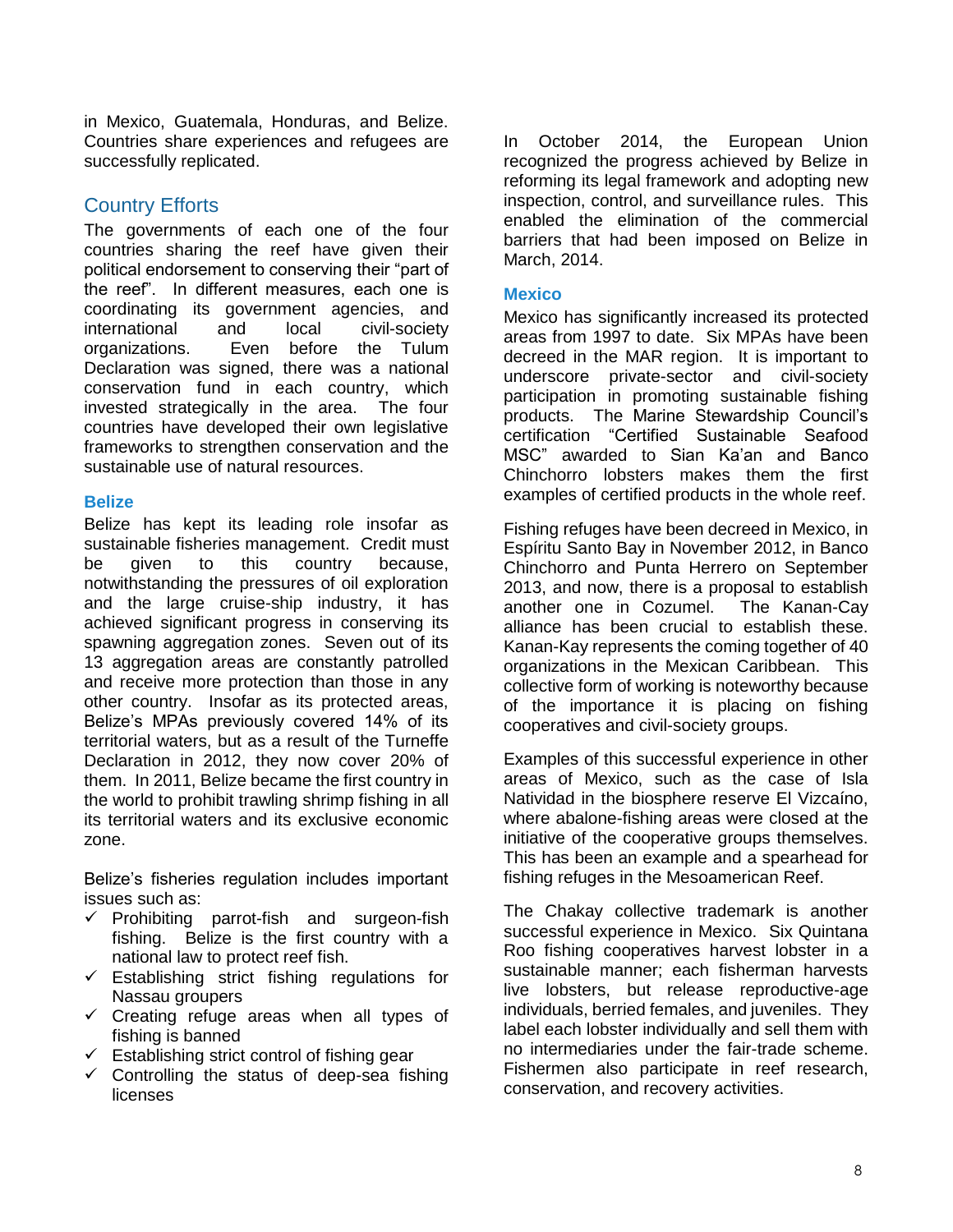in Mexico, Guatemala, Honduras, and Belize. Countries share experiences and refugees are successfully replicated.

## Country Efforts

The governments of each one of the four countries sharing the reef have given their political endorsement to conserving their "part of the reef". In different measures, each one is coordinating its government agencies, and international and local civil-society organizations. Even before the Tulum Declaration was signed, there was a national conservation fund in each country, which invested strategically in the area. The four countries have developed their own legislative frameworks to strengthen conservation and the sustainable use of natural resources.

### Belize

Belize has kept its leading role insofar as sustainable fisheries management. Credit must be given to this country because, notwithstanding the pressures of oil exploration and the large cruise-ship industry, it has achieved significant progress in conserving its spawning aggregation zones. Seven out of its 13 aggregation areas are constantly patrolled and receive more protection than those in any other country. Insofar as its protected areas, Belize's MPAs previously covered 14% of its territorial waters, but as a result of the Turneffe Declaration in 2012, they now cover 20% of them. In 2011, Belize became the first country in the world to prohibit trawling shrimp fishing in all its territorial waters and its exclusive economic zone.

Belize's fisheries regulation includes important issues such as:

- ✓ Prohibiting parrot-fish and surgeon-fish fishing. Belize is the first country with a national law to protect reef fish.
- ✓ Establishing strict fishing regulations for Nassau groupers
- ✓ Creating refuge areas when all types of fishing is banned
- ✓ Establishing strict control of fishing gear
- ✓ Controlling the status of deep-sea fishing licenses

In October 2014, the European Union recognized the progress achieved by Belize in reforming its legal framework and adopting new inspection, control, and surveillance rules. This enabled the elimination of the commercial barriers that had been imposed on Belize in March, 2014.

### Mexico

Mexico has significantly increased its protected areas from 1997 to date. Six MPAs have been decreed in the MAR region. It is important to underscore private-sector and civil-society participation in promoting sustainable fishing products. The Marine Stewardship Council's certification "Certified Sustainable Seafood MSC" awarded to Sian Ka'an and Banco Chinchorro lobsters makes them the first examples of certified products in the whole reef.

Fishing refuges have been decreed in Mexico, in Espíritu Santo Bay in November 2012, in Banco Chinchorro and Punta Herrero on September 2013, and now, there is a proposal to establish another one in Cozumel. The Kanan-Cay alliance has been crucial to establish these. Kanan-Kay represents the coming together of 40 organizations in the Mexican Caribbean. This collective form of working is noteworthy because of the importance it is placing on fishing cooperatives and civil-society groups.

Examples of this successful experience in other areas of Mexico, such as the case of Isla Natividad in the biosphere reserve El Vizcaíno, where abalone-fishing areas were closed at the initiative of the cooperative groups themselves. This has been an example and a spearhead for fishing refuges in the Mesoamerican Reef.

The Chakay collective trademark is another successful experience in Mexico. Six Quintana Roo fishing cooperatives harvest lobster in a sustainable manner; each fisherman harvests live lobsters, but release reproductive-age individuals, berried females, and juveniles. They label each lobster individually and sell them with no intermediaries under the fair-trade scheme. Fishermen also participate in reef research, conservation, and recovery activities.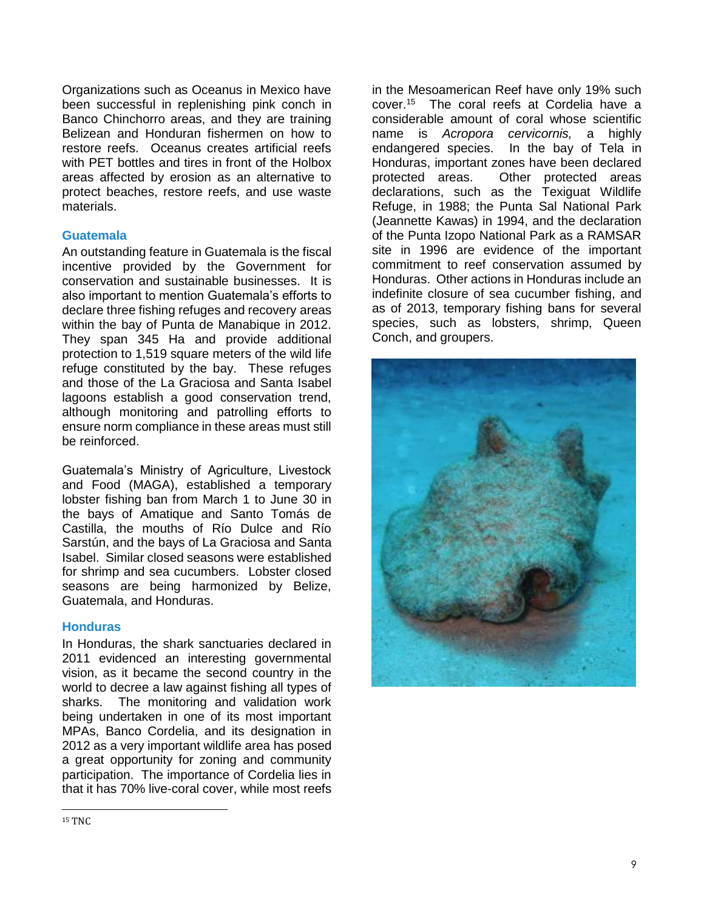Organizations such as Oceanus in Mexico have been successful in replenishing pink conch in Banco Chinchorro areas, and they are training Belizean and Honduran fishermen on how to restore reefs. Oceanus creates artificial reefs with PET bottles and tires in front of the Holbox areas affected by erosion as an alternative to protect beaches, restore reefs, and use waste materials.

### Guatemala

An outstanding feature in Guatemala is the fiscal incentive provided by the Government for conservation and sustainable businesses. It is also important to mention Guatemala's efforts to declare three fishing refuges and recovery areas within the bay of Punta de Manabique in 2012. They span 345 Ha and provide additional protection to 1,519 square meters of the wild life refuge constituted by the bay. These refuges and those of the La Graciosa and Santa Isabel lagoons establish a good conservation trend, although monitoring and patrolling efforts to ensure norm compliance in these areas must still be reinforced.

Guatemala's Ministry of Agriculture, Livestock and Food (MAGA), established a temporary lobster fishing ban from March 1 to June 30 in the bays of Amatique and Santo Tomás de Castilla, the mouths of Río Dulce and Río Sarstún, and the bays of La Graciosa and Santa Isabel. Similar closed seasons were established for shrimp and sea cucumbers. Lobster closed seasons are being harmonized by Belize, Guatemala, and Honduras.

### Honduras

In Honduras, the shark sanctuaries declared in 2011 evidenced an interesting governmental vision, as it became the second country in the world to decree a law against fishing all types of sharks. The monitoring and validation work being undertaken in one of its most important MPAs, Banco Cordelia, and its designation in 2012 as a very important wildlife area has posed a great opportunity for zoning and community participation. The importance of Cordelia lies in that it has 70% live-coral cover, while most reefs in the Mesoamerican Reef have only 19% such cover.[15] The coral reefs at Cordelia have a considerable amount of coral whose scientific name is *Acropora cervicornis,* a highly endangered species. In the bay of Tela in Honduras, important zones have been declared protected areas. Other protected areas declarations, such as the Texiguat Wildlife Refuge, in 1988; the Punta Sal National Park (Jeannette Kawas) in 1994, and the declaration of the Punta Izopo National Park as a RAMSAR site in 1996 are evidence of the important commitment to reef conservation assumed by Honduras. Other actions in Honduras include an indefinite closure of sea cucumber fishing, and as of 2013, temporary fishing bans for several species, such as lobsters, shrimp, Queen Conch, and groupers.

[15] TNC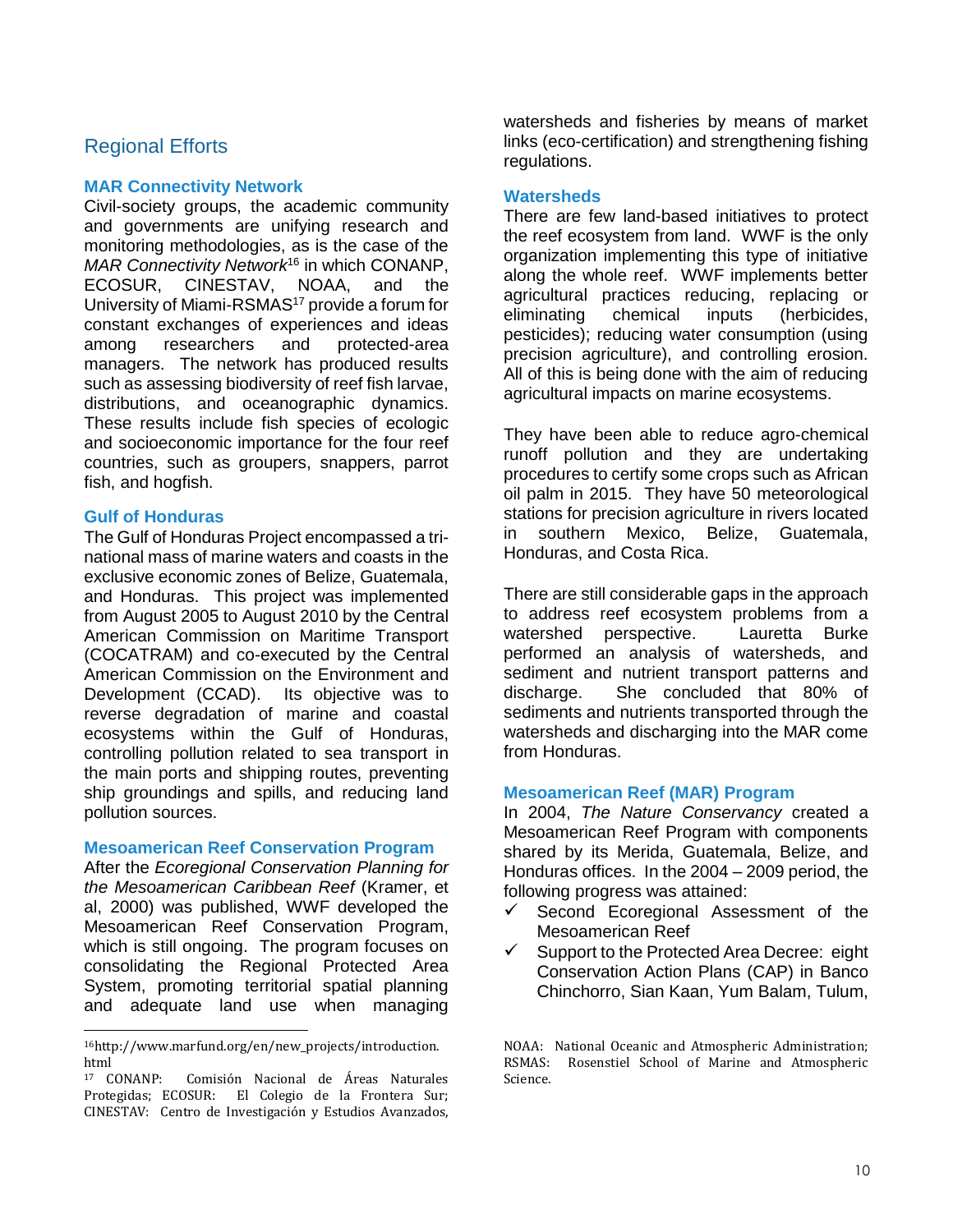## Regional Efforts

### MAR Connectivity Network

Civil-society groups, the academic community and governments are unifying research and monitoring methodologies, as is the case of the *MAR Connectivity Network*[16] in which CONANP, ECOSUR, CINESTAV, NOAA, and the University of Miami-RSMAS[17] provide a forum for constant exchanges of experiences and ideas among researchers and protected-area managers. The network has produced results such as assessing biodiversity of reef fish larvae, distributions, and oceanographic dynamics. These results include fish species of ecologic and socioeconomic importance for the four reef countries, such as groupers, snappers, parrot fish, and hogfish.

### Gulf of Honduras

The Gulf of Honduras Project encompassed a tri-national mass of marine waters and coasts in the exclusive economic zones of Belize, Guatemala, and Honduras. This project was implemented from August 2005 to August 2010 by the Central American Commission on Maritime Transport (COCATRAM) and co-executed by the Central American Commission on the Environment and Development (CCAD). Its objective was to reverse degradation of marine and coastal ecosystems within the Gulf of Honduras, controlling pollution related to sea transport in the main ports and shipping routes, preventing ship groundings and spills, and reducing land pollution sources.

### Mesoamerican Reef Conservation Program

After the *Ecoregional Conservation Planning for the Mesoamerican Caribbean Reef* (Kramer, et al, 2000) was published, WWF developed the Mesoamerican Reef Conservation Program, which is still ongoing. The program focuses on consolidating the Regional Protected Area System, promoting territorial spatial planning and adequate land use when managing watersheds and fisheries by means of market links (eco-certification) and strengthening fishing regulations.

### Watersheds

There are few land-based initiatives to protect the reef ecosystem from land. WWF is the only organization implementing this type of initiative along the whole reef. WWF implements better agricultural practices reducing, replacing or eliminating chemical inputs (herbicides, pesticides); reducing water consumption (using precision agriculture), and controlling erosion. All of this is being done with the aim of reducing agricultural impacts on marine ecosystems.

They have been able to reduce agro-chemical runoff pollution and they are undertaking procedures to certify some crops such as African oil palm in 2015. They have 50 meteorological stations for precision agriculture in rivers located in southern Mexico, Belize, Guatemala, Honduras, and Costa Rica.

There are still considerable gaps in the approach to address reef ecosystem problems from a watershed perspective. Lauretta Burke performed an analysis of watersheds, and sediment and nutrient transport patterns and discharge. She concluded that 80% of sediments and nutrients transported through the watersheds and discharging into the MAR come from Honduras.

### Mesoamerican Reef (MAR) Program

In 2004, *The Nature Conservancy* created a Mesoamerican Reef Program with components shared by its Merida, Guatemala, Belize, and Honduras offices. In the 2004 – 2009 period, the following progress was attained:

- ✓ Second Ecoregional Assessment of the Mesoamerican Reef
- ✓ Support to the Protected Area Decree: eight Conservation Action Plans (CAP) in Banco Chinchorro, Sian Kaan, Yum Balam, Tulum,

---

[16] http://www.marfund.org/en/new_projects/introduction.html

[17] CONANP: Comisión Nacional de Áreas Naturales Protegidas; ECOSUR: El Colegio de la Frontera Sur; CINESTAV: Centro de Investigación y Estudios Avanzados, NOAA: National Oceanic and Atmospheric Administration; RSMAS: Rosenstiel School of Marine and Atmospheric Science.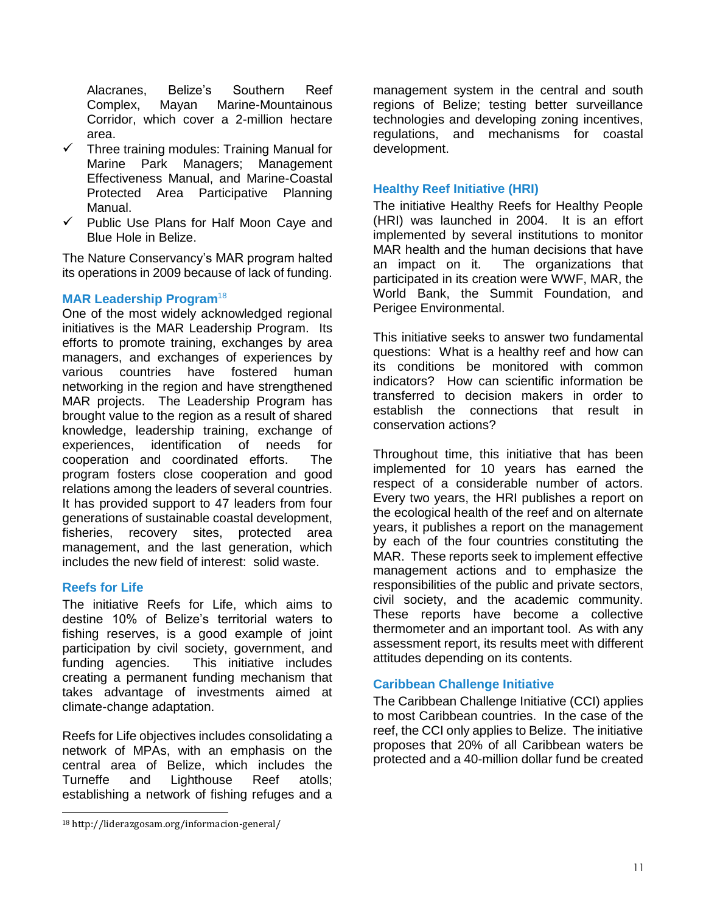Alacranes, Belize's Southern Reef Complex, Mayan Marine-Mountainous Corridor, which cover a 2-million hectare area.

- ✓ Three training modules: Training Manual for Marine Park Managers; Management Effectiveness Manual, and Marine-Coastal Protected Area Participative Planning Manual.
- ✓ Public Use Plans for Half Moon Caye and Blue Hole in Belize.

The Nature Conservancy's MAR program halted its operations in 2009 because of lack of funding.

### MAR Leadership Program[18]

One of the most widely acknowledged regional initiatives is the MAR Leadership Program. Its efforts to promote training, exchanges by area managers, and exchanges of experiences by various countries have fostered human networking in the region and have strengthened MAR projects. The Leadership Program has brought value to the region as a result of shared knowledge, leadership training, exchange of experiences, identification of needs for cooperation and coordinated efforts. The program fosters close cooperation and good relations among the leaders of several countries. It has provided support to 47 leaders from four generations of sustainable coastal development, fisheries, recovery sites, protected area management, and the last generation, which includes the new field of interest: solid waste.

### Reefs for Life

The initiative Reefs for Life, which aims to destine 10% of Belize's territorial waters to fishing reserves, is a good example of joint participation by civil society, government, and funding agencies. This initiative includes creating a permanent funding mechanism that takes advantage of investments aimed at climate-change adaptation.

Reefs for Life objectives includes consolidating a network of MPAs, with an emphasis on the central area of Belize, which includes the Turneffe and Lighthouse Reef atolls; establishing a network of fishing refuges and a management system in the central and south regions of Belize; testing better surveillance technologies and developing zoning incentives, regulations, and mechanisms for coastal development.

### Healthy Reef Initiative (HRI)

The initiative Healthy Reefs for Healthy People (HRI) was launched in 2004. It is an effort implemented by several institutions to monitor MAR health and the human decisions that have an impact on it. The organizations that participated in its creation were WWF, MAR, the World Bank, the Summit Foundation, and Perigee Environmental.

This initiative seeks to answer two fundamental questions: What is a healthy reef and how can its conditions be monitored with common indicators? How can scientific information be transferred to decision makers in order to establish the connections that result in conservation actions?

Throughout time, this initiative that has been implemented for 10 years has earned the respect of a considerable number of actors. Every two years, the HRI publishes a report on the ecological health of the reef and on alternate years, it publishes a report on the management by each of the four countries constituting the MAR. These reports seek to implement effective management actions and to emphasize the responsibilities of the public and private sectors, civil society, and the academic community. These reports have become a collective thermometer and an important tool. As with any assessment report, its results meet with different attitudes depending on its contents.

### Caribbean Challenge Initiative

The Caribbean Challenge Initiative (CCI) applies to most Caribbean countries. In the case of the reef, the CCI only applies to Belize. The initiative proposes that 20% of all Caribbean waters be protected and a 40-million dollar fund be created

---

[18] http://liderazgosam.org/informacion-general/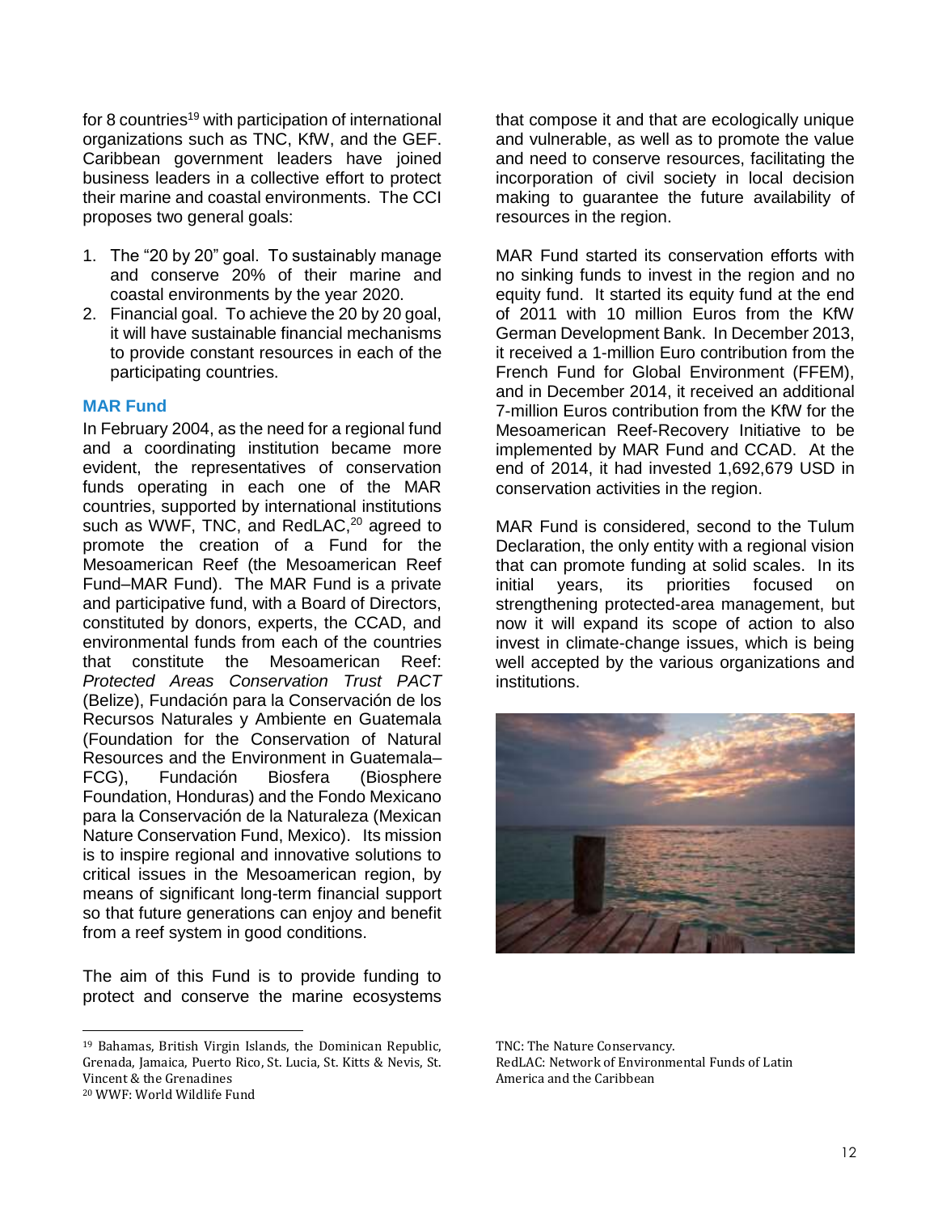for 8 countries[19] with participation of international organizations such as TNC, KfW, and the GEF. Caribbean government leaders have joined business leaders in a collective effort to protect their marine and coastal environments. The CCI proposes two general goals:

1. The "20 by 20" goal. To sustainably manage and conserve 20% of their marine and coastal environments by the year 2020.
2. Financial goal. To achieve the 20 by 20 goal, it will have sustainable financial mechanisms to provide constant resources in each of the participating countries.

### MAR Fund

In February 2004, as the need for a regional fund and a coordinating institution became more evident, the representatives of conservation funds operating in each one of the MAR countries, supported by international institutions such as WWF, TNC, and RedLAC,[20] agreed to promote the creation of a Fund for the Mesoamerican Reef (the Mesoamerican Reef Fund–MAR Fund). The MAR Fund is a private and participative fund, with a Board of Directors, constituted by donors, experts, the CCAD, and environmental funds from each of the countries that constitute the Mesoamerican Reef: *Protected Areas Conservation Trust PACT* (Belize), Fundación para la Conservación de los Recursos Naturales y Ambiente en Guatemala (Foundation for the Conservation of Natural Resources and the Environment in Guatemala–FCG), Fundación Biosfera (Biosphere Foundation, Honduras) and the Fondo Mexicano para la Conservación de la Naturaleza (Mexican Nature Conservation Fund, Mexico). Its mission is to inspire regional and innovative solutions to critical issues in the Mesoamerican region, by means of significant long-term financial support so that future generations can enjoy and benefit from a reef system in good conditions.

The aim of this Fund is to provide funding to protect and conserve the marine ecosystems that compose it and that are ecologically unique and vulnerable, as well as to promote the value and need to conserve resources, facilitating the incorporation of civil society in local decision making to guarantee the future availability of resources in the region.

MAR Fund started its conservation efforts with no sinking funds to invest in the region and no equity fund. It started its equity fund at the end of 2011 with 10 million Euros from the KfW German Development Bank. In December 2013, it received a 1-million Euro contribution from the French Fund for Global Environment (FFEM), and in December 2014, it received an additional 7-million Euros contribution from the KfW for the Mesoamerican Reef-Recovery Initiative to be implemented by MAR Fund and CCAD. At the end of 2014, it had invested 1,692,679 USD in conservation activities in the region.

MAR Fund is considered, second to the Tulum Declaration, the only entity with a regional vision that can promote funding at solid scales. In its initial years, its priorities focused on strengthening protected-area management, but now it will expand its scope of action to also invest in climate-change issues, which is being well accepted by the various organizations and institutions.

---

[19] Bahamas, British Virgin Islands, the Dominican Republic, Grenada, Jamaica, Puerto Rico, St. Lucia, St. Kitts & Nevis, St. Vincent & the Grenadines

[20] WWF: World Wildlife Fund
TNC: The Nature Conservancy.
RedLAC: Network of Environmental Funds of Latin America and the Caribbean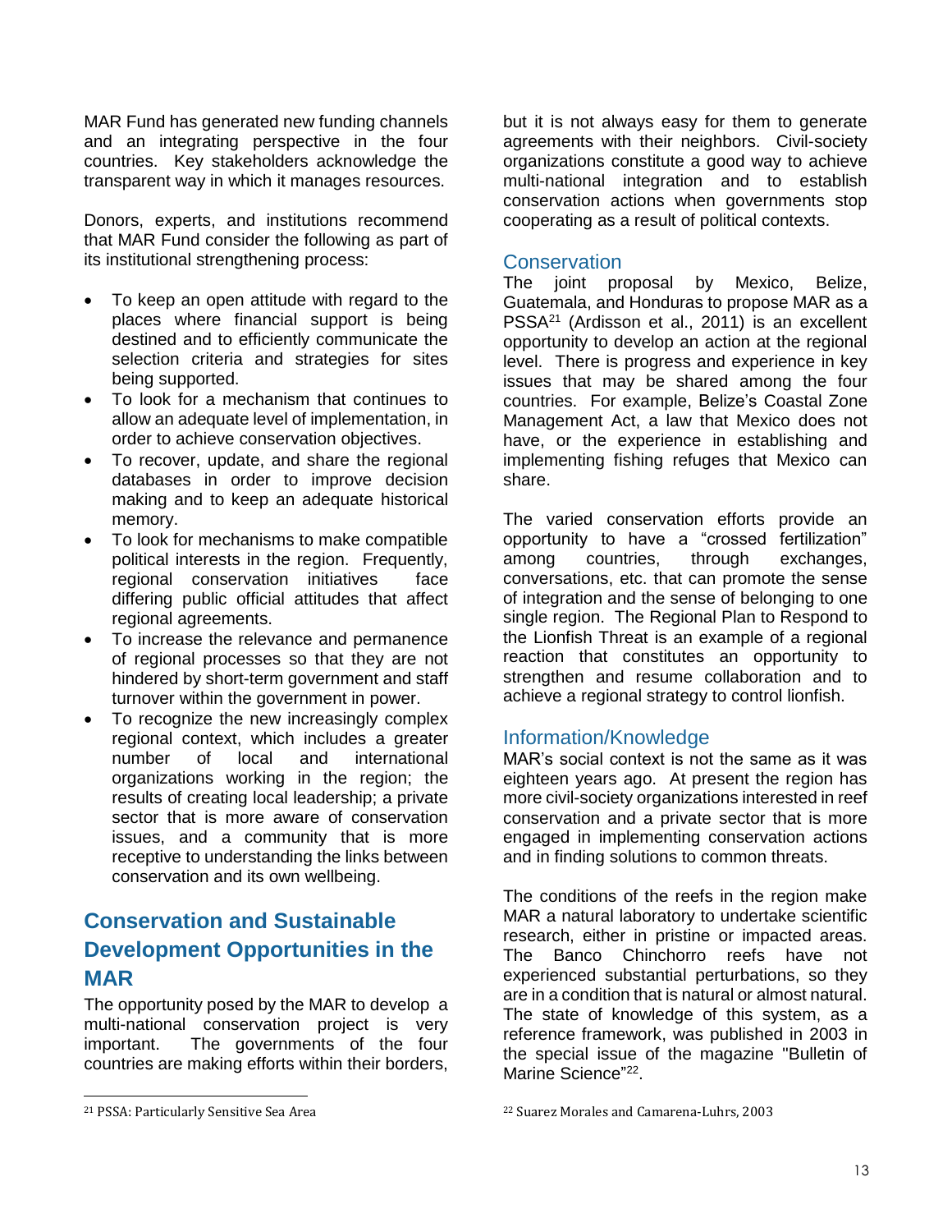MAR Fund has generated new funding channels and an integrating perspective in the four countries. Key stakeholders acknowledge the transparent way in which it manages resources.

Donors, experts, and institutions recommend that MAR Fund consider the following as part of its institutional strengthening process:

- To keep an open attitude with regard to the places where financial support is being destined and to efficiently communicate the selection criteria and strategies for sites being supported.
- To look for a mechanism that continues to allow an adequate level of implementation, in order to achieve conservation objectives.
- To recover, update, and share the regional databases in order to improve decision making and to keep an adequate historical memory.
- To look for mechanisms to make compatible political interests in the region. Frequently, regional conservation initiatives face differing public official attitudes that affect regional agreements.
- To increase the relevance and permanence of regional processes so that they are not hindered by short-term government and staff turnover within the government in power.
- To recognize the new increasingly complex regional context, which includes a greater number of local and international organizations working in the region; the results of creating local leadership; a private sector that is more aware of conservation issues, and a community that is more receptive to understanding the links between conservation and its own wellbeing.

## Conservation and Sustainable Development Opportunities in the MAR

The opportunity posed by the MAR to develop a multi-national conservation project is very important. The governments of the four countries are making efforts within their borders, but it is not always easy for them to generate agreements with their neighbors. Civil-society organizations constitute a good way to achieve multi-national integration and to establish conservation actions when governments stop cooperating as a result of political contexts.

### Conservation

The joint proposal by Mexico, Belize, Guatemala, and Honduras to propose MAR as a PSSA[21] (Ardisson et al., 2011) is an excellent opportunity to develop an action at the regional level. There is progress and experience in key issues that may be shared among the four countries. For example, Belize's Coastal Zone Management Act, a law that Mexico does not have, or the experience in establishing and implementing fishing refuges that Mexico can share.

The varied conservation efforts provide an opportunity to have a "crossed fertilization" among countries, through exchanges, conversations, etc. that can promote the sense of integration and the sense of belonging to one single region. The Regional Plan to Respond to the Lionfish Threat is an example of a regional reaction that constitutes an opportunity to strengthen and resume collaboration and to achieve a regional strategy to control lionfish.

### Information/Knowledge

MAR's social context is not the same as it was eighteen years ago. At present the region has more civil-society organizations interested in reef conservation and a private sector that is more engaged in implementing conservation actions and in finding solutions to common threats.

The conditions of the reefs in the region make MAR a natural laboratory to undertake scientific research, either in pristine or impacted areas. The Banco Chinchorro reefs have not experienced substantial perturbations, so they are in a condition that is natural or almost natural. The state of knowledge of this system, as a reference framework, was published in 2003 in the special issue of the magazine "Bulletin of Marine Science"[22].

[21] PSSA: Particularly Sensitive Sea Area

[22] Suarez Morales and Camarena-Luhrs, 2003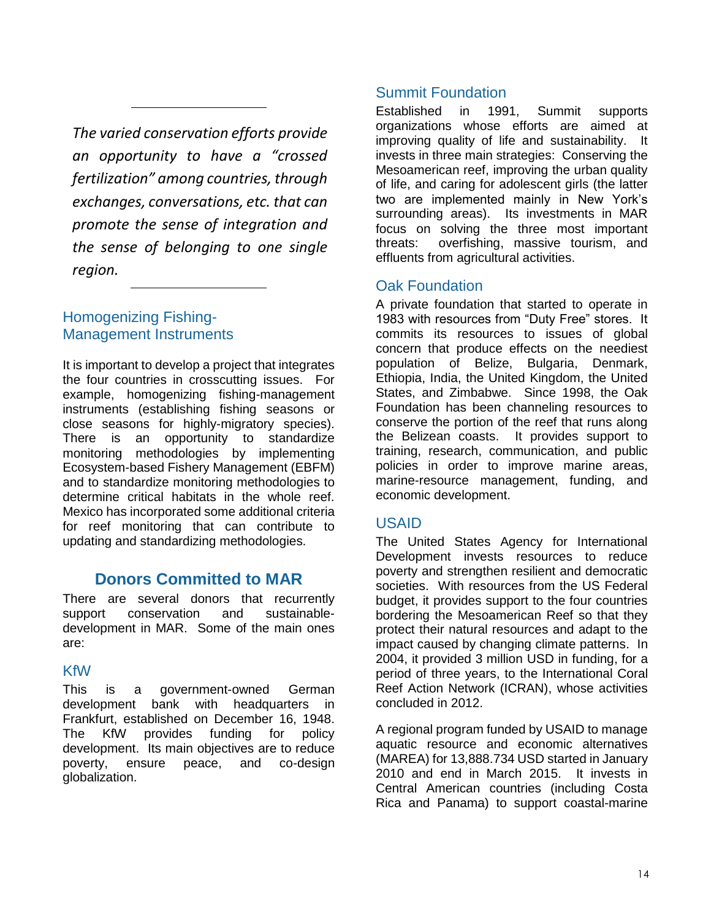*The varied conservation efforts provide an opportunity to have a "crossed fertilization" among countries, through exchanges, conversations, etc. that can promote the sense of integration and the sense of belonging to one single region.*

### Homogenizing Fishing-Management Instruments

It is important to develop a project that integrates the four countries in crosscutting issues. For example, homogenizing fishing-management instruments (establishing fishing seasons or close seasons for highly-migratory species). There is an opportunity to standardize monitoring methodologies by implementing Ecosystem-based Fishery Management (EBFM) and to standardize monitoring methodologies to determine critical habitats in the whole reef. Mexico has incorporated some additional criteria for reef monitoring that can contribute to updating and standardizing methodologies.

## Donors Committed to MAR

There are several donors that recurrently support conservation and sustainable-development in MAR. Some of the main ones are:

### KfW

This is a government-owned German development bank with headquarters in Frankfurt, established on December 16, 1948. The KfW provides funding for policy development. Its main objectives are to reduce poverty, ensure peace, and co-design globalization.

### Summit Foundation

Established in 1991, Summit supports organizations whose efforts are aimed at improving quality of life and sustainability. It invests in three main strategies: Conserving the Mesoamerican reef, improving the urban quality of life, and caring for adolescent girls (the latter two are implemented mainly in New York's surrounding areas). Its investments in MAR focus on solving the three most important threats: overfishing, massive tourism, and effluents from agricultural activities.

### Oak Foundation

A private foundation that started to operate in 1983 with resources from "Duty Free" stores. It commits its resources to issues of global concern that produce effects on the neediest population of Belize, Bulgaria, Denmark, Ethiopia, India, the United Kingdom, the United States, and Zimbabwe. Since 1998, the Oak Foundation has been channeling resources to conserve the portion of the reef that runs along the Belizean coasts. It provides support to training, research, communication, and public policies in order to improve marine areas, marine-resource management, funding, and economic development.

### USAID

The United States Agency for International Development invests resources to reduce poverty and strengthen resilient and democratic societies. With resources from the US Federal budget, it provides support to the four countries bordering the Mesoamerican Reef so that they protect their natural resources and adapt to the impact caused by changing climate patterns. In 2004, it provided 3 million USD in funding, for a period of three years, to the International Coral Reef Action Network (ICRAN), whose activities concluded in 2012.

A regional program funded by USAID to manage aquatic resource and economic alternatives (MAREA) for 13,888.734 USD started in January 2010 and end in March 2015. It invests in Central American countries (including Costa Rica and Panama) to support coastal-marine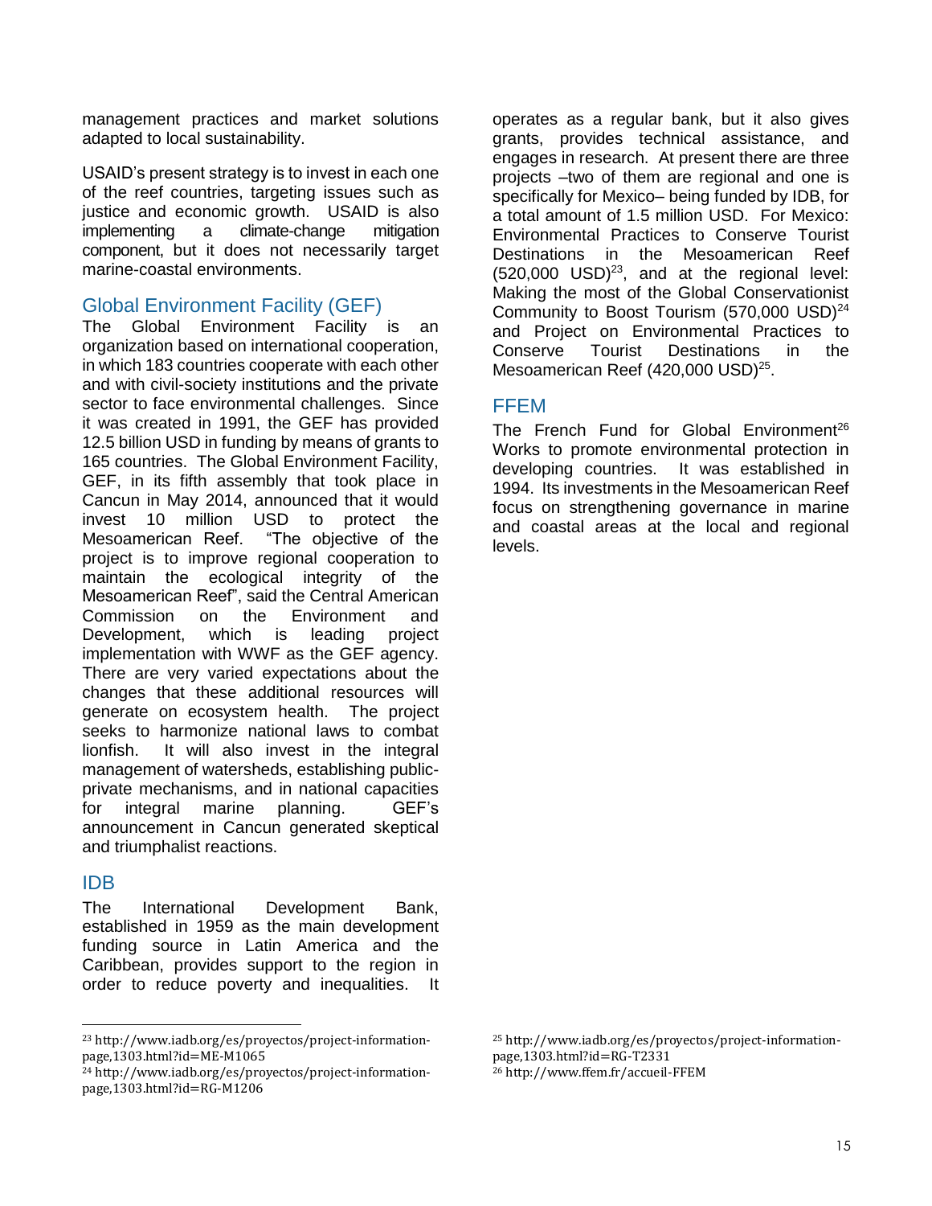management practices and market solutions adapted to local sustainability.

USAID's present strategy is to invest in each one of the reef countries, targeting issues such as justice and economic growth. USAID is also implementing a climate-change mitigation component, but it does not necessarily target marine-coastal environments.

## Global Environment Facility (GEF)

The Global Environment Facility is an organization based on international cooperation, in which 183 countries cooperate with each other and with civil-society institutions and the private sector to face environmental challenges. Since it was created in 1991, the GEF has provided 12.5 billion USD in funding by means of grants to 165 countries. The Global Environment Facility, GEF, in its fifth assembly that took place in Cancun in May 2014, announced that it would invest 10 million USD to protect the Mesoamerican Reef. "The objective of the project is to improve regional cooperation to maintain the ecological integrity of the Mesoamerican Reef", said the Central American Commission on the Environment and Development, which is leading project implementation with WWF as the GEF agency. There are very varied expectations about the changes that these additional resources will generate on ecosystem health. The project seeks to harmonize national laws to combat lionfish. It will also invest in the integral management of watersheds, establishing public-private mechanisms, and in national capacities for integral marine planning. GEF's announcement in Cancun generated skeptical and triumphalist reactions.

## IDB

The International Development Bank, established in 1959 as the main development funding source in Latin America and the Caribbean, provides support to the region in order to reduce poverty and inequalities. It operates as a regular bank, but it also gives grants, provides technical assistance, and engages in research. At present there are three projects –two of them are regional and one is specifically for Mexico– being funded by IDB, for a total amount of 1.5 million USD. For Mexico: Environmental Practices to Conserve Tourist Destinations in the Mesoamerican Reef (520,000 USD)[23], and at the regional level: Making the most of the Global Conservationist Community to Boost Tourism (570,000 USD)[24] and Project on Environmental Practices to Conserve Tourist Destinations in the Mesoamerican Reef (420,000 USD)[25].

## FFEM

The French Fund for Global Environment[26] Works to promote environmental protection in developing countries. It was established in 1994. Its investments in the Mesoamerican Reef focus on strengthening governance in marine and coastal areas at the local and regional levels.

---

[23] http://www.iadb.org/es/proyectos/project-information-page,1303.html?id=ME-M1065

[24] http://www.iadb.org/es/proyectos/project-information-page,1303.html?id=RG-M1206

[25] http://www.iadb.org/es/proyectos/project-information-page,1303.html?id=RG-T2331

[26] http://www.ffem.fr/accueil-FFEM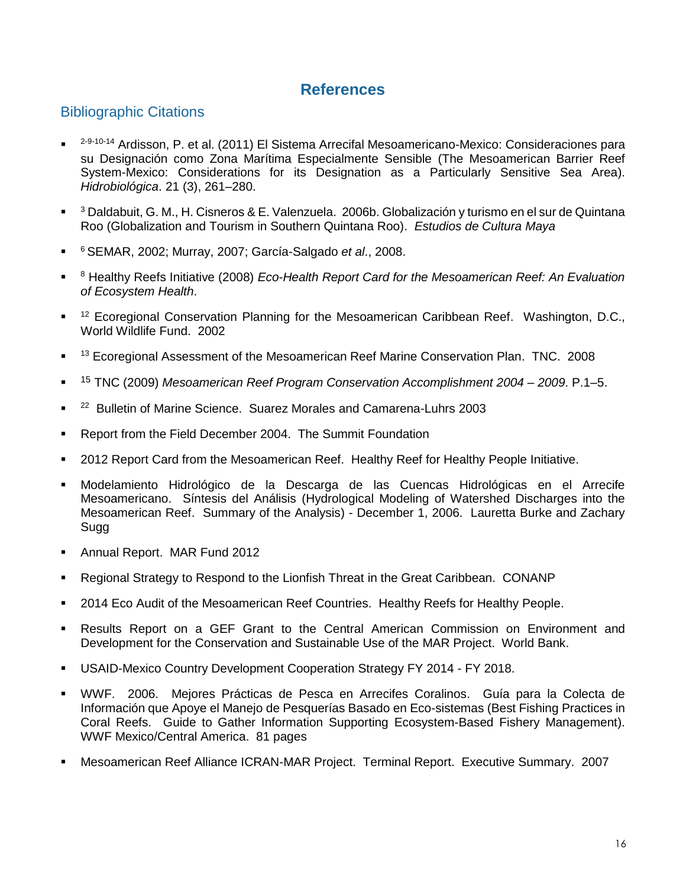# References

## Bibliographic Citations

- [2-9-10-14] Ardisson, P. et al. (2011) El Sistema Arrecifal Mesoamericano-Mexico: Consideraciones para su Designación como Zona Marítima Especialmente Sensible (The Mesoamerican Barrier Reef System-Mexico: Considerations for its Designation as a Particularly Sensitive Sea Area). *Hidrobiológica*. 21 (3), 261–280.
- [3] Daldabuit, G. M., H. Cisneros & E. Valenzuela. 2006b. Globalización y turismo en el sur de Quintana Roo (Globalization and Tourism in Southern Quintana Roo). *Estudios de Cultura Maya*
- [6] SEMAR, 2002; Murray, 2007; García-Salgado *et al*., 2008.
- [8] Healthy Reefs Initiative (2008) *Eco-Health Report Card for the Mesoamerican Reef: An Evaluation of Ecosystem Health*.
- [12] Ecoregional Conservation Planning for the Mesoamerican Caribbean Reef. Washington, D.C., World Wildlife Fund. 2002
- [13] Ecoregional Assessment of the Mesoamerican Reef Marine Conservation Plan. TNC. 2008
- [15] TNC (2009) *Mesoamerican Reef Program Conservation Accomplishment 2004 – 2009*. P.1–5.
- [22] Bulletin of Marine Science. Suarez Morales and Camarena-Luhrs 2003
- Report from the Field December 2004. The Summit Foundation
- 2012 Report Card from the Mesoamerican Reef. Healthy Reef for Healthy People Initiative.
- Modelamiento Hidrológico de la Descarga de las Cuencas Hidrológicas en el Arrecife Mesoamericano. Síntesis del Análisis (Hydrological Modeling of Watershed Discharges into the Mesoamerican Reef. Summary of the Analysis) - December 1, 2006. Lauretta Burke and Zachary Sugg
- Annual Report. MAR Fund 2012
- Regional Strategy to Respond to the Lionfish Threat in the Great Caribbean. CONANP
- 2014 Eco Audit of the Mesoamerican Reef Countries. Healthy Reefs for Healthy People.
- Results Report on a GEF Grant to the Central American Commission on Environment and Development for the Conservation and Sustainable Use of the MAR Project. World Bank.
- USAID-Mexico Country Development Cooperation Strategy FY 2014 - FY 2018.
- WWF. 2006. Mejores Prácticas de Pesca en Arrecifes Coralinos. Guía para la Colecta de Información que Apoye el Manejo de Pesquerías Basado en Eco-sistemas (Best Fishing Practices in Coral Reefs. Guide to Gather Information Supporting Ecosystem-Based Fishery Management). WWF Mexico/Central America. 81 pages
- Mesoamerican Reef Alliance ICRAN-MAR Project. Terminal Report. Executive Summary. 2007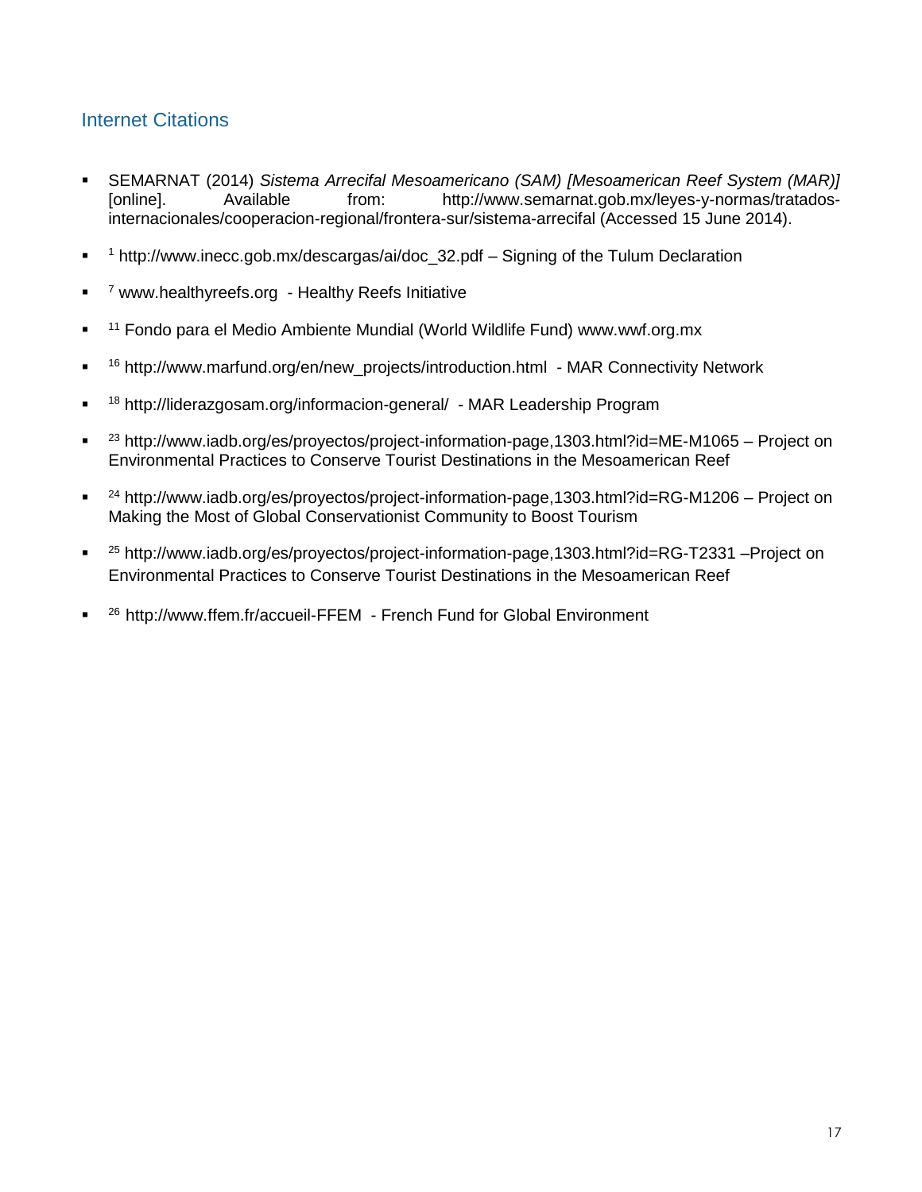## Internet Citations

- SEMARNAT (2014) *Sistema Arrecifal Mesoamericano (SAM) [Mesoamerican Reef System (MAR)]* [online]. Available from: http://www.semarnat.gob.mx/leyes-y-normas/tratados-internacionales/cooperacion-regional/frontera-sur/sistema-arrecifal (Accessed 15 June 2014).

- [1] http://www.inecc.gob.mx/descargas/ai/doc_32.pdf – Signing of the Tulum Declaration

- [7] www.healthyreefs.org - Healthy Reefs Initiative

- [11] Fondo para el Medio Ambiente Mundial (World Wildlife Fund) www.wwf.org.mx

- [16] http://www.marfund.org/en/new_projects/introduction.html - MAR Connectivity Network

- [18] http://liderazgosam.org/informacion-general/ - MAR Leadership Program

- [23] http://www.iadb.org/es/proyectos/project-information-page,1303.html?id=ME-M1065 – Project on Environmental Practices to Conserve Tourist Destinations in the Mesoamerican Reef

- [24] http://www.iadb.org/es/proyectos/project-information-page,1303.html?id=RG-M1206 – Project on Making the Most of Global Conservationist Community to Boost Tourism

- [25] http://www.iadb.org/es/proyectos/project-information-page,1303.html?id=RG-T2331 –Project on Environmental Practices to Conserve Tourist Destinations in the Mesoamerican Reef

- [26] http://www.ffem.fr/accueil-FFEM - French Fund for Global Environment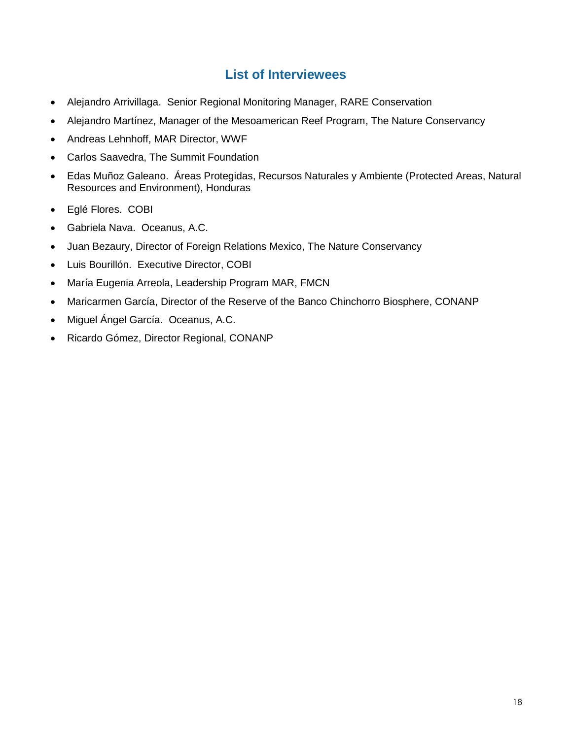## List of Interviewees

- Alejandro Arrivillaga. Senior Regional Monitoring Manager, RARE Conservation
- Alejandro Martínez, Manager of the Mesoamerican Reef Program, The Nature Conservancy
- Andreas Lehnhoff, MAR Director, WWF
- Carlos Saavedra, The Summit Foundation
- Edas Muñoz Galeano. Áreas Protegidas, Recursos Naturales y Ambiente (Protected Areas, Natural Resources and Environment), Honduras
- Eglé Flores. COBI
- Gabriela Nava. Oceanus, A.C.
- Juan Bezaury, Director of Foreign Relations Mexico, The Nature Conservancy
- Luis Bourillón. Executive Director, COBI
- María Eugenia Arreola, Leadership Program MAR, FMCN
- Maricarmen García, Director of the Reserve of the Banco Chinchorro Biosphere, CONANP
- Miguel Ángel García. Oceanus, A.C.
- Ricardo Gómez, Director Regional, CONANP